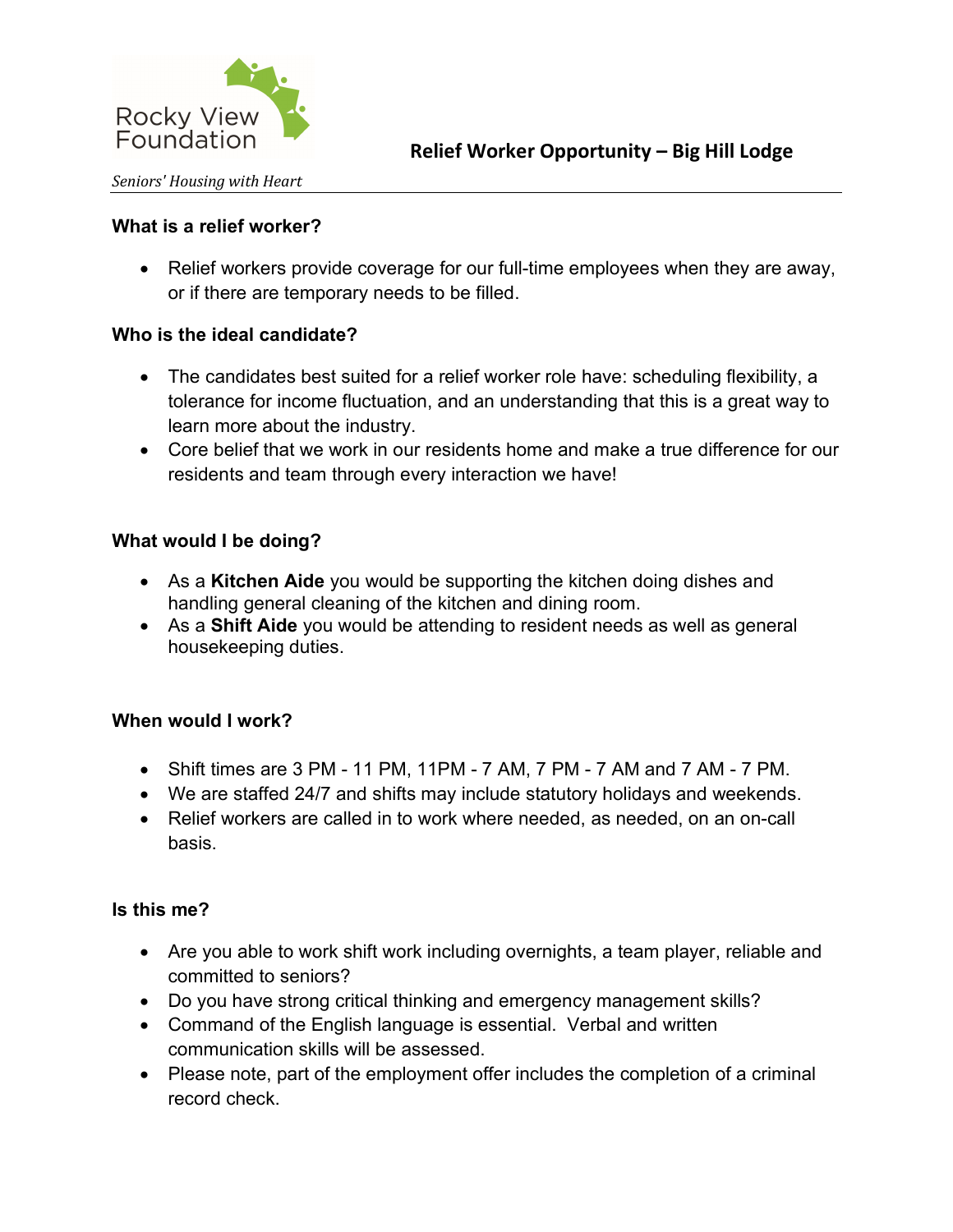Rocky View Foundation

*Seniors' Housing with Heart*

# Relief Worker Opportunity – Big Hill Lodge

**What is a relief worker?**

- Relief workers provide coverage for our full-time employees when they are away, or if there are temporary needs to be filled.

**Who is the ideal candidate?**

- The candidates best suited for a relief worker role have: scheduling flexibility, a tolerance for income fluctuation, and an understanding that this is a great way to learn more about the industry.
- Core belief that we work in our residents home and make a true difference for our residents and team through every interaction we have!

**What would I be doing?**

- As a **Kitchen Aide** you would be supporting the kitchen doing dishes and handling general cleaning of the kitchen and dining room.
- As a **Shift Aide** you would be attending to resident needs as well as general housekeeping duties.

**When would I work?**

- Shift times are 3 PM - 11 PM, 11PM - 7 AM, 7 PM - 7 AM and 7 AM - 7 PM.
- We are staffed 24/7 and shifts may include statutory holidays and weekends.
- Relief workers are called in to work where needed, as needed, on an on-call basis.

**Is this me?**

- Are you able to work shift work including overnights, a team player, reliable and committed to seniors?
- Do you have strong critical thinking and emergency management skills?
- Command of the English language is essential. Verbal and written communication skills will be assessed.
- Please note, part of the employment offer includes the completion of a criminal record check.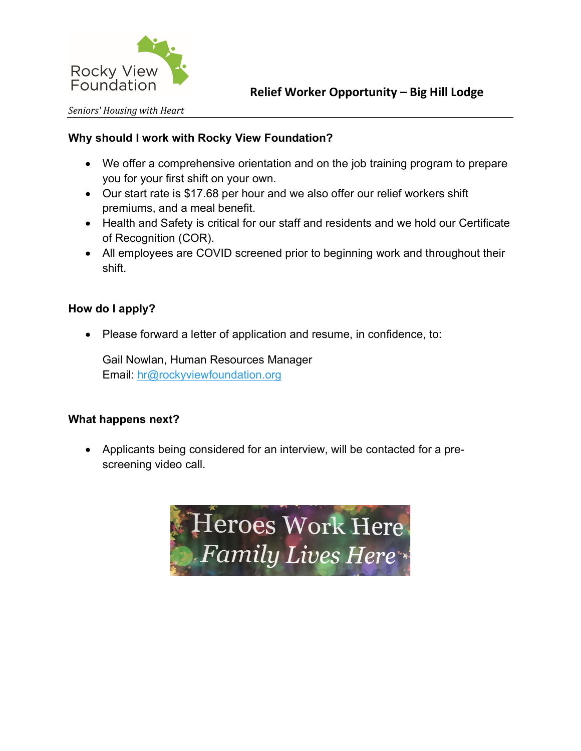Rocky View Foundation

*Seniors' Housing with Heart*

**Relief Worker Opportunity – Big Hill Lodge**

## Why should I work with Rocky View Foundation?

- We offer a comprehensive orientation and on the job training program to prepare you for your first shift on your own.
- Our start rate is $17.68 per hour and we also offer our relief workers shift premiums, and a meal benefit.
- Health and Safety is critical for our staff and residents and we hold our Certificate of Recognition (COR).
- All employees are COVID screened prior to beginning work and throughout their shift.

## How do I apply?

- Please forward a letter of application and resume, in confidence, to:

  Gail Nowlan, Human Resources Manager
  Email: [hr@rockyviewfoundation.org](mailto:hr@rockyviewfoundation.org)

## What happens next?

- Applicants being considered for an interview, will be contacted for a pre-screening video call.

Heroes Work Here
*Family Lives Here*